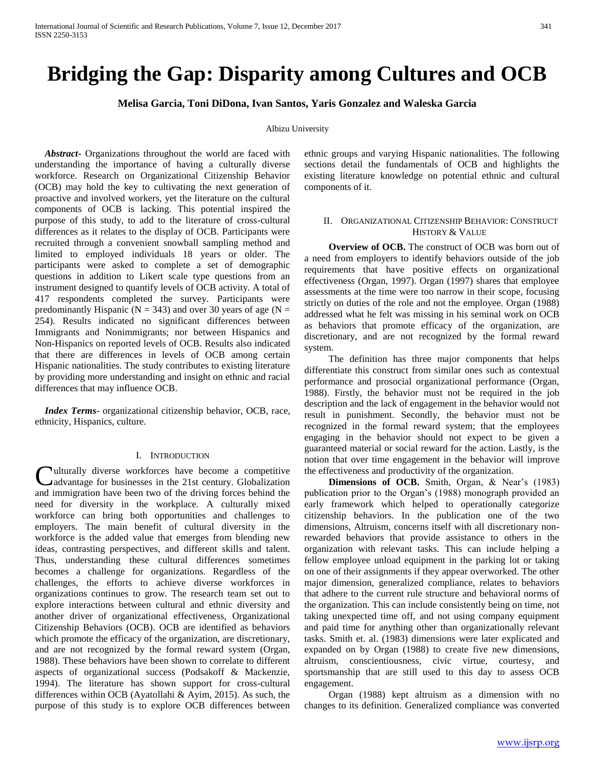# Bridging the Gap: Disparity among Cultures and OCB

**Melisa Garcia, Toni DiDona, Ivan Santos, Yaris Gonzalez and Waleska Garcia**

Albizu University

***Abstract*-** Organizations throughout the world are faced with understanding the importance of having a culturally diverse workforce. Research on Organizational Citizenship Behavior (OCB) may hold the key to cultivating the next generation of proactive and involved workers, yet the literature on the cultural components of OCB is lacking. This potential inspired the purpose of this study, to add to the literature of cross-cultural differences as it relates to the display of OCB. Participants were recruited through a convenient snowball sampling method and limited to employed individuals 18 years or older. The participants were asked to complete a set of demographic questions in addition to Likert scale type questions from an instrument designed to quantify levels of OCB activity. A total of 417 respondents completed the survey. Participants were predominantly Hispanic ($N = 343$) and over 30 years of age ($N = 254$). Results indicated no significant differences between Immigrants and Nonimmigrants; nor between Hispanics and Non-Hispanics on reported levels of OCB. Results also indicated that there are differences in levels of OCB among certain Hispanic nationalities. The study contributes to existing literature by providing more understanding and insight on ethnic and racial differences that may influence OCB.

***Index Terms*-** organizational citizenship behavior, OCB, race, ethnicity, Hispanics, culture.

## I. Introduction

Culturally diverse workforces have become a competitive advantage for businesses in the 21st century. Globalization and immigration have been two of the driving forces behind the need for diversity in the workplace. A culturally mixed workforce can bring both opportunities and challenges to employers. The main benefit of cultural diversity in the workforce is the added value that emerges from blending new ideas, contrasting perspectives, and different skills and talent. Thus, understanding these cultural differences sometimes becomes a challenge for organizations. Regardless of the challenges, the efforts to achieve diverse workforces in organizations continues to grow. The research team set out to explore interactions between cultural and ethnic diversity and another driver of organizational effectiveness, Organizational Citizenship Behaviors (OCB). OCB are identified as behaviors which promote the efficacy of the organization, are discretionary, and are not recognized by the formal reward system (Organ, 1988). These behaviors have been shown to correlate to different aspects of organizational success (Podsakoff & Mackenzie, 1994). The literature has shown support for cross-cultural differences within OCB (Ayatollahi & Ayim, 2015). As such, the purpose of this study is to explore OCB differences between ethnic groups and varying Hispanic nationalities. The following sections detail the fundamentals of OCB and highlights the existing literature knowledge on potential ethnic and cultural components of it.

## II. Organizational Citizenship Behavior: Construct History & Value

**Overview of OCB.** The construct of OCB was born out of a need from employers to identify behaviors outside of the job requirements that have positive effects on organizational effectiveness (Organ, 1997). Organ (1997) shares that employee assessments at the time were too narrow in their scope, focusing strictly on duties of the role and not the employee. Organ (1988) addressed what he felt was missing in his seminal work on OCB as behaviors that promote efficacy of the organization, are discretionary, and are not recognized by the formal reward system.

The definition has three major components that helps differentiate this construct from similar ones such as contextual performance and prosocial organizational performance (Organ, 1988). Firstly, the behavior must not be required in the job description and the lack of engagement in the behavior would not result in punishment. Secondly, the behavior must not be recognized in the formal reward system; that the employees engaging in the behavior should not expect to be given a guaranteed material or social reward for the action. Lastly, is the notion that over time engagement in the behavior will improve the effectiveness and productivity of the organization.

**Dimensions of OCB.** Smith, Organ, & Near's (1983) publication prior to the Organ's (1988) monograph provided an early framework which helped to operationally categorize citizenship behaviors. In the publication one of the two dimensions, Altruism, concerns itself with all discretionary non-rewarded behaviors that provide assistance to others in the organization with relevant tasks. This can include helping a fellow employee unload equipment in the parking lot or taking on one of their assignments if they appear overworked. The other major dimension, generalized compliance, relates to behaviors that adhere to the current rule structure and behavioral norms of the organization. This can include consistently being on time, not taking unexpected time off, and not using company equipment and paid time for anything other than organizationally relevant tasks. Smith et. al. (1983) dimensions were later explicated and expanded on by Organ (1988) to create five new dimensions, altruism, conscientiousness, civic virtue, courtesy, and sportsmanship that are still used to this day to assess OCB engagement.

Organ (1988) kept altruism as a dimension with no changes to its definition. Generalized compliance was converted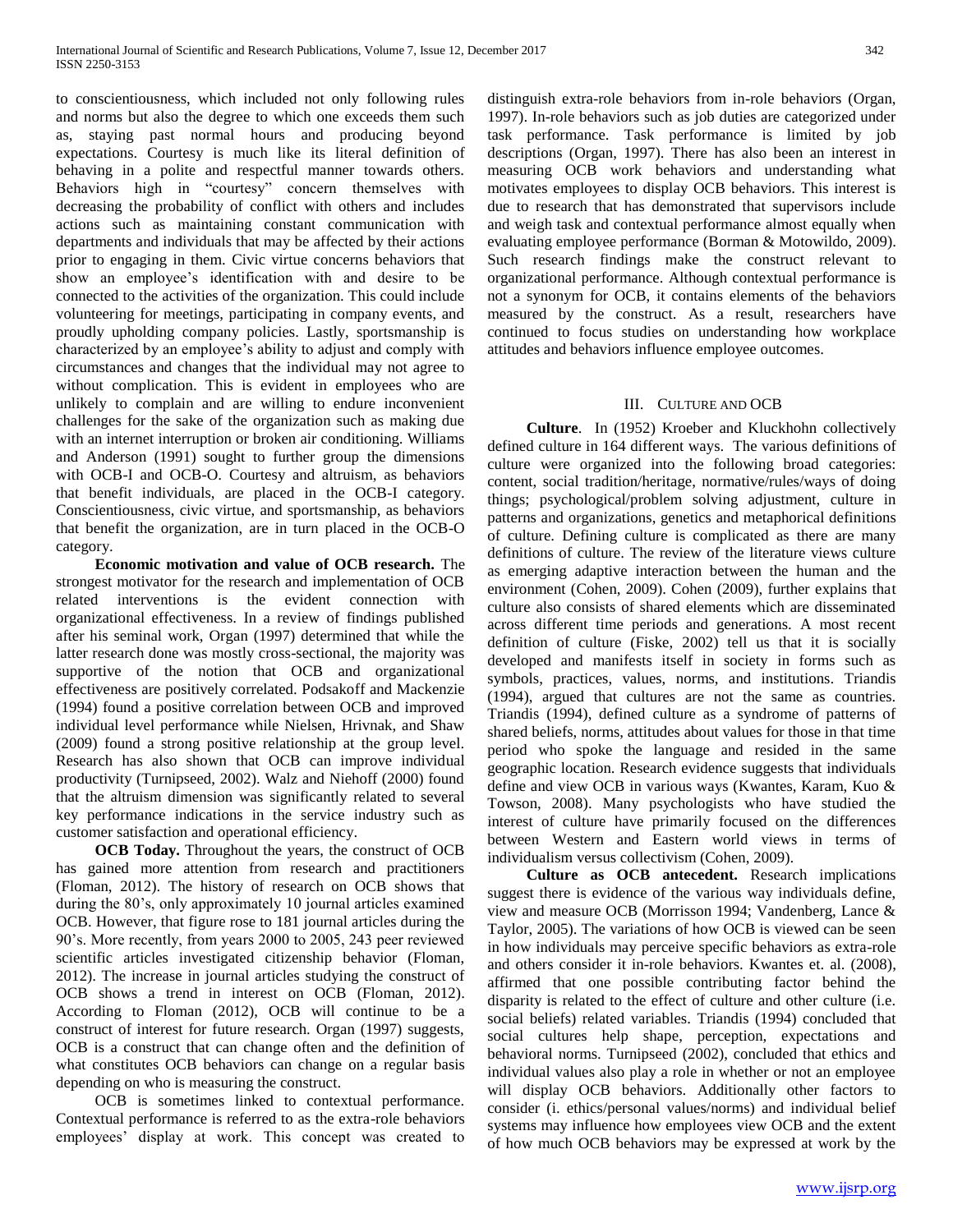to conscientiousness, which included not only following rules and norms but also the degree to which one exceeds them such as, staying past normal hours and producing beyond expectations. Courtesy is much like its literal definition of behaving in a polite and respectful manner towards others. Behaviors high in "courtesy" concern themselves with decreasing the probability of conflict with others and includes actions such as maintaining constant communication with departments and individuals that may be affected by their actions prior to engaging in them. Civic virtue concerns behaviors that show an employee's identification with and desire to be connected to the activities of the organization. This could include volunteering for meetings, participating in company events, and proudly upholding company policies. Lastly, sportsmanship is characterized by an employee's ability to adjust and comply with circumstances and changes that the individual may not agree to without complication. This is evident in employees who are unlikely to complain and are willing to endure inconvenient challenges for the sake of the organization such as making due with an internet interruption or broken air conditioning. Williams and Anderson (1991) sought to further group the dimensions with OCB-I and OCB-O. Courtesy and altruism, as behaviors that benefit individuals, are placed in the OCB-I category. Conscientiousness, civic virtue, and sportsmanship, as behaviors that benefit the organization, are in turn placed in the OCB-O category.

**Economic motivation and value of OCB research.** The strongest motivator for the research and implementation of OCB related interventions is the evident connection with organizational effectiveness. In a review of findings published after his seminal work, Organ (1997) determined that while the latter research done was mostly cross-sectional, the majority was supportive of the notion that OCB and organizational effectiveness are positively correlated. Podsakoff and Mackenzie (1994) found a positive correlation between OCB and improved individual level performance while Nielsen, Hrivnak, and Shaw (2009) found a strong positive relationship at the group level. Research has also shown that OCB can improve individual productivity (Turnipseed, 2002). Walz and Niehoff (2000) found that the altruism dimension was significantly related to several key performance indications in the service industry such as customer satisfaction and operational efficiency.

**OCB Today.** Throughout the years, the construct of OCB has gained more attention from research and practitioners (Floman, 2012). The history of research on OCB shows that during the 80's, only approximately 10 journal articles examined OCB. However, that figure rose to 181 journal articles during the 90's. More recently, from years 2000 to 2005, 243 peer reviewed scientific articles investigated citizenship behavior (Floman, 2012). The increase in journal articles studying the construct of OCB shows a trend in interest on OCB (Floman, 2012). According to Floman (2012), OCB will continue to be a construct of interest for future research. Organ (1997) suggests, OCB is a construct that can change often and the definition of what constitutes OCB behaviors can change on a regular basis depending on who is measuring the construct.

OCB is sometimes linked to contextual performance. Contextual performance is referred to as the extra-role behaviors employees' display at work. This concept was created to distinguish extra-role behaviors from in-role behaviors (Organ, 1997). In-role behaviors such as job duties are categorized under task performance. Task performance is limited by job descriptions (Organ, 1997). There has also been an interest in measuring OCB work behaviors and understanding what motivates employees to display OCB behaviors. This interest is due to research that has demonstrated that supervisors include and weigh task and contextual performance almost equally when evaluating employee performance (Borman & Motowildo, 2009). Such research findings make the construct relevant to organizational performance. Although contextual performance is not a synonym for OCB, it contains elements of the behaviors measured by the construct. As a result, researchers have continued to focus studies on understanding how workplace attitudes and behaviors influence employee outcomes.

## III. Culture and OCB

**Culture**. In (1952) Kroeber and Kluckhohn collectively defined culture in 164 different ways. The various definitions of culture were organized into the following broad categories: content, social tradition/heritage, normative/rules/ways of doing things; psychological/problem solving adjustment, culture in patterns and organizations, genetics and metaphorical definitions of culture. Defining culture is complicated as there are many definitions of culture. The review of the literature views culture as emerging adaptive interaction between the human and the environment (Cohen, 2009). Cohen (2009), further explains that culture also consists of shared elements which are disseminated across different time periods and generations. A most recent definition of culture (Fiske, 2002) tell us that it is socially developed and manifests itself in society in forms such as symbols, practices, values, norms, and institutions. Triandis (1994), argued that cultures are not the same as countries. Triandis (1994), defined culture as a syndrome of patterns of shared beliefs, norms, attitudes about values for those in that time period who spoke the language and resided in the same geographic location. Research evidence suggests that individuals define and view OCB in various ways (Kwantes, Karam, Kuo & Towson, 2008). Many psychologists who have studied the interest of culture have primarily focused on the differences between Western and Eastern world views in terms of individualism versus collectivism (Cohen, 2009).

**Culture as OCB antecedent.** Research implications suggest there is evidence of the various way individuals define, view and measure OCB (Morrisson 1994; Vandenberg, Lance & Taylor, 2005). The variations of how OCB is viewed can be seen in how individuals may perceive specific behaviors as extra-role and others consider it in-role behaviors. Kwantes et. al. (2008), affirmed that one possible contributing factor behind the disparity is related to the effect of culture and other culture (i.e. social beliefs) related variables. Triandis (1994) concluded that social cultures help shape, perception, expectations and behavioral norms. Turnipseed (2002), concluded that ethics and individual values also play a role in whether or not an employee will display OCB behaviors. Additionally other factors to consider (i. ethics/personal values/norms) and individual belief systems may influence how employees view OCB and the extent of how much OCB behaviors may be expressed at work by the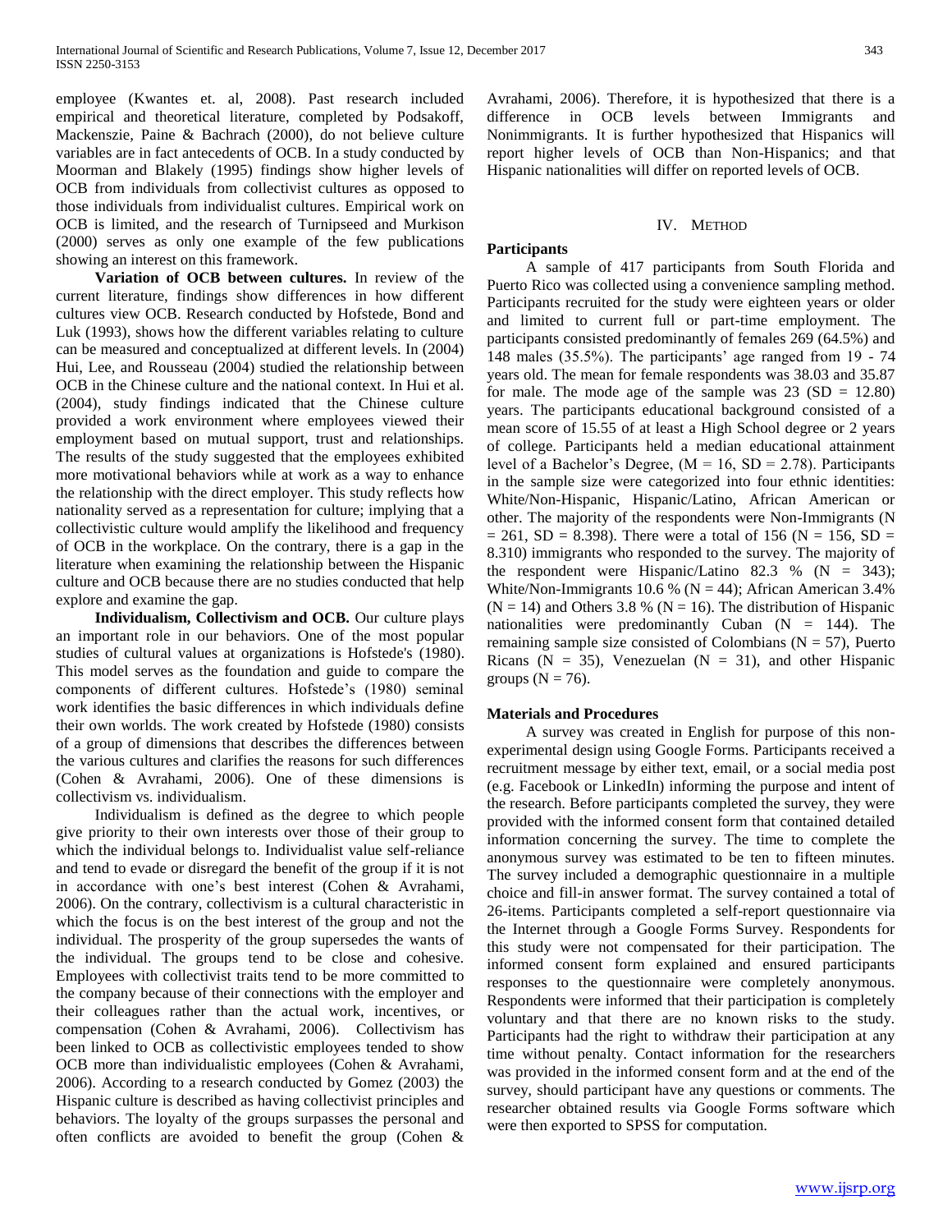employee (Kwantes et. al, 2008). Past research included empirical and theoretical literature, completed by Podsakoff, Mackenszie, Paine & Bachrach (2000), do not believe culture variables are in fact antecedents of OCB. In a study conducted by Moorman and Blakely (1995) findings show higher levels of OCB from individuals from collectivist cultures as opposed to those individuals from individualist cultures. Empirical work on OCB is limited, and the research of Turnipseed and Murkison (2000) serves as only one example of the few publications showing an interest on this framework.

**Variation of OCB between cultures.** In review of the current literature, findings show differences in how different cultures view OCB. Research conducted by Hofstede, Bond and Luk (1993), shows how the different variables relating to culture can be measured and conceptualized at different levels. In (2004) Hui, Lee, and Rousseau (2004) studied the relationship between OCB in the Chinese culture and the national context. In Hui et al. (2004), study findings indicated that the Chinese culture provided a work environment where employees viewed their employment based on mutual support, trust and relationships. The results of the study suggested that the employees exhibited more motivational behaviors while at work as a way to enhance the relationship with the direct employer. This study reflects how nationality served as a representation for culture; implying that a collectivistic culture would amplify the likelihood and frequency of OCB in the workplace. On the contrary, there is a gap in the literature when examining the relationship between the Hispanic culture and OCB because there are no studies conducted that help explore and examine the gap.

**Individualism, Collectivism and OCB.** Our culture plays an important role in our behaviors. One of the most popular studies of cultural values at organizations is Hofstede's (1980). This model serves as the foundation and guide to compare the components of different cultures. Hofstede's (1980) seminal work identifies the basic differences in which individuals define their own worlds. The work created by Hofstede (1980) consists of a group of dimensions that describes the differences between the various cultures and clarifies the reasons for such differences (Cohen & Avrahami, 2006). One of these dimensions is collectivism vs. individualism.

Individualism is defined as the degree to which people give priority to their own interests over those of their group to which the individual belongs to. Individualist value self-reliance and tend to evade or disregard the benefit of the group if it is not in accordance with one's best interest (Cohen & Avrahami, 2006). On the contrary, collectivism is a cultural characteristic in which the focus is on the best interest of the group and not the individual. The prosperity of the group supersedes the wants of the individual. The groups tend to be close and cohesive. Employees with collectivist traits tend to be more committed to the company because of their connections with the employer and their colleagues rather than the actual work, incentives, or compensation (Cohen & Avrahami, 2006). Collectivism has been linked to OCB as collectivistic employees tended to show OCB more than individualistic employees (Cohen & Avrahami, 2006). According to a research conducted by Gomez (2003) the Hispanic culture is described as having collectivist principles and behaviors. The loyalty of the groups surpasses the personal and often conflicts are avoided to benefit the group (Cohen & Avrahami, 2006). Therefore, it is hypothesized that there is a difference in OCB levels between Immigrants and Nonimmigrants. It is further hypothesized that Hispanics will report higher levels of OCB than Non-Hispanics; and that Hispanic nationalities will differ on reported levels of OCB.

## IV. Method

### Participants

A sample of 417 participants from South Florida and Puerto Rico was collected using a convenience sampling method. Participants recruited for the study were eighteen years or older and limited to current full or part-time employment. The participants consisted predominantly of females 269 (64.5%) and 148 males (35.5%). The participants' age ranged from 19 - 74 years old. The mean for female respondents was 38.03 and 35.87 for male. The mode age of the sample was 23 ($SD = 12.80$) years. The participants educational background consisted of a mean score of 15.55 of at least a High School degree or 2 years of college. Participants held a median educational attainment level of a Bachelor's Degree, ($M = 16$, $SD = 2.78$). Participants in the sample size were categorized into four ethnic identities: White/Non-Hispanic, Hispanic/Latino, African American or other. The majority of the respondents were Non-Immigrants ($N = 261$, $SD = 8.398$). There were a total of 156 ($N = 156$, $SD = 8.310$) immigrants who responded to the survey. The majority of the respondent were Hispanic/Latino 82.3 % ($N = 343$); White/Non-Immigrants 10.6 % ($N = 44$); African American 3.4% ($N = 14$) and Others 3.8 % ($N = 16$). The distribution of Hispanic nationalities were predominantly Cuban ($N = 144$). The remaining sample size consisted of Colombians ($N = 57$), Puerto Ricans ($N = 35$), Venezuelan ($N = 31$), and other Hispanic groups ($N = 76$).

### Materials and Procedures

A survey was created in English for purpose of this non-experimental design using Google Forms. Participants received a recruitment message by either text, email, or a social media post (e.g. Facebook or LinkedIn) informing the purpose and intent of the research. Before participants completed the survey, they were provided with the informed consent form that contained detailed information concerning the survey. The time to complete the anonymous survey was estimated to be ten to fifteen minutes. The survey included a demographic questionnaire in a multiple choice and fill-in answer format. The survey contained a total of 26-items. Participants completed a self-report questionnaire via the Internet through a Google Forms Survey. Respondents for this study were not compensated for their participation. The informed consent form explained and ensured participants responses to the questionnaire were completely anonymous. Respondents were informed that their participation is completely voluntary and that there are no known risks to the study. Participants had the right to withdraw their participation at any time without penalty. Contact information for the researchers was provided in the informed consent form and at the end of the survey, should participant have any questions or comments. The researcher obtained results via Google Forms software which were then exported to SPSS for computation.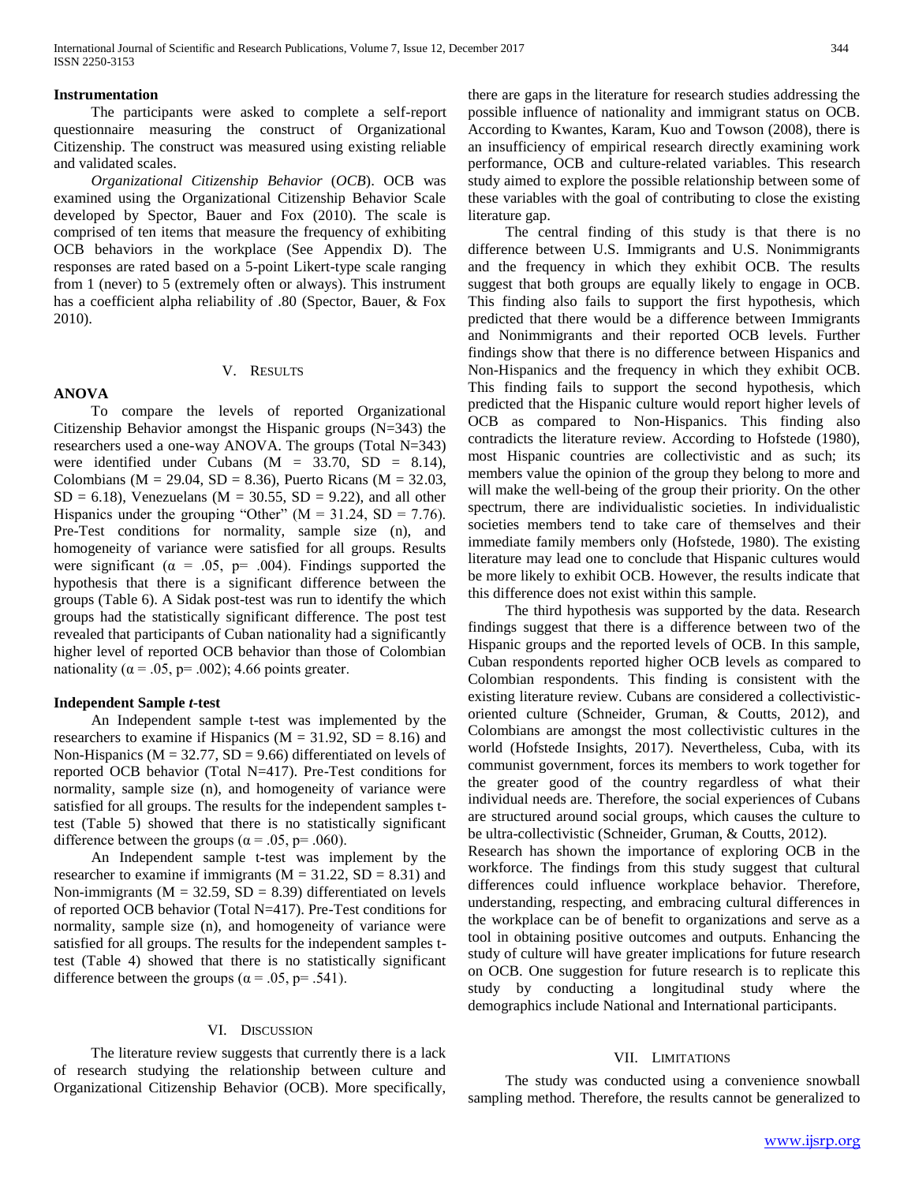### Instrumentation

The participants were asked to complete a self-report questionnaire measuring the construct of Organizational Citizenship. The construct was measured using existing reliable and validated scales.

*Organizational Citizenship Behavior* (*OCB*). OCB was examined using the Organizational Citizenship Behavior Scale developed by Spector, Bauer and Fox (2010). The scale is comprised of ten items that measure the frequency of exhibiting OCB behaviors in the workplace (See Appendix D). The responses are rated based on a 5-point Likert-type scale ranging from 1 (never) to 5 (extremely often or always). This instrument has a coefficient alpha reliability of .80 (Spector, Bauer, & Fox 2010).

## V. Results

### ANOVA

To compare the levels of reported Organizational Citizenship Behavior amongst the Hispanic groups (N=343) the researchers used a one-way ANOVA. The groups (Total N=343) were identified under Cubans ($M = 33.70$, $SD = 8.14$), Colombians ($M = 29.04$, $SD = 8.36$), Puerto Ricans ($M = 32.03$, $SD = 6.18$), Venezuelans ($M = 30.55$, $SD = 9.22$), and all other Hispanics under the grouping "Other" ($M = 31.24$, $SD = 7.76$). Pre-Test conditions for normality, sample size (n), and homogeneity of variance were satisfied for all groups. Results were significant ($\alpha = .05$, $p = .004$). Findings supported the hypothesis that there is a significant difference between the groups (Table 6). A Sidak post-test was run to identify the which groups had the statistically significant difference. The post test revealed that participants of Cuban nationality had a significantly higher level of reported OCB behavior than those of Colombian nationality ($\alpha = .05$, $p = .002$); 4.66 points greater.

### Independent Sample *t*-test

An Independent sample t-test was implemented by the researchers to examine if Hispanics ($M = 31.92$, $SD = 8.16$) and Non-Hispanics ($M = 32.77$, $SD = 9.66$) differentiated on levels of reported OCB behavior (Total N=417). Pre-Test conditions for normality, sample size (n), and homogeneity of variance were satisfied for all groups. The results for the independent samples t-test (Table 5) showed that there is no statistically significant difference between the groups ($\alpha = .05$, $p = .060$).

An Independent sample t-test was implement by the researcher to examine if immigrants ($M = 31.22$, $SD = 8.31$) and Non-immigrants ($M = 32.59$, $SD = 8.39$) differentiated on levels of reported OCB behavior (Total N=417). Pre-Test conditions for normality, sample size (n), and homogeneity of variance were satisfied for all groups. The results for the independent samples t-test (Table 4) showed that there is no statistically significant difference between the groups ($\alpha = .05$, $p = .541$).

## VI. Discussion

The literature review suggests that currently there is a lack of research studying the relationship between culture and Organizational Citizenship Behavior (OCB). More specifically, there are gaps in the literature for research studies addressing the possible influence of nationality and immigrant status on OCB. According to Kwantes, Karam, Kuo and Towson (2008), there is an insufficiency of empirical research directly examining work performance, OCB and culture-related variables. This research study aimed to explore the possible relationship between some of these variables with the goal of contributing to close the existing literature gap.

The central finding of this study is that there is no difference between U.S. Immigrants and U.S. Nonimmigrants and the frequency in which they exhibit OCB. The results suggest that both groups are equally likely to engage in OCB. This finding also fails to support the first hypothesis, which predicted that there would be a difference between Immigrants and Nonimmigrants and their reported OCB levels. Further findings show that there is no difference between Hispanics and Non-Hispanics and the frequency in which they exhibit OCB. This finding fails to support the second hypothesis, which predicted that the Hispanic culture would report higher levels of OCB as compared to Non-Hispanics. This finding also contradicts the literature review. According to Hofstede (1980), most Hispanic countries are collectivistic and as such; its members value the opinion of the group they belong to more and will make the well-being of the group their priority. On the other spectrum, there are individualistic societies. In individualistic societies members tend to take care of themselves and their immediate family members only (Hofstede, 1980). The existing literature may lead one to conclude that Hispanic cultures would be more likely to exhibit OCB. However, the results indicate that this difference does not exist within this sample.

The third hypothesis was supported by the data. Research findings suggest that there is a difference between two of the Hispanic groups and the reported levels of OCB. In this sample, Cuban respondents reported higher OCB levels as compared to Colombian respondents. This finding is consistent with the existing literature review. Cubans are considered a collectivistic-oriented culture (Schneider, Gruman, & Coutts, 2012), and Colombians are amongst the most collectivistic cultures in the world (Hofstede Insights, 2017). Nevertheless, Cuba, with its communist government, forces its members to work together for the greater good of the country regardless of what their individual needs are. Therefore, the social experiences of Cubans are structured around social groups, which causes the culture to be ultra-collectivistic (Schneider, Gruman, & Coutts, 2012).

Research has shown the importance of exploring OCB in the workforce. The findings from this study suggest that cultural differences could influence workplace behavior. Therefore, understanding, respecting, and embracing cultural differences in the workplace can be of benefit to organizations and serve as a tool in obtaining positive outcomes and outputs. Enhancing the study of culture will have greater implications for future research on OCB. One suggestion for future research is to replicate this study by conducting a longitudinal study where the demographics include National and International participants.

## VII. Limitations

The study was conducted using a convenience snowball sampling method. Therefore, the results cannot be generalized to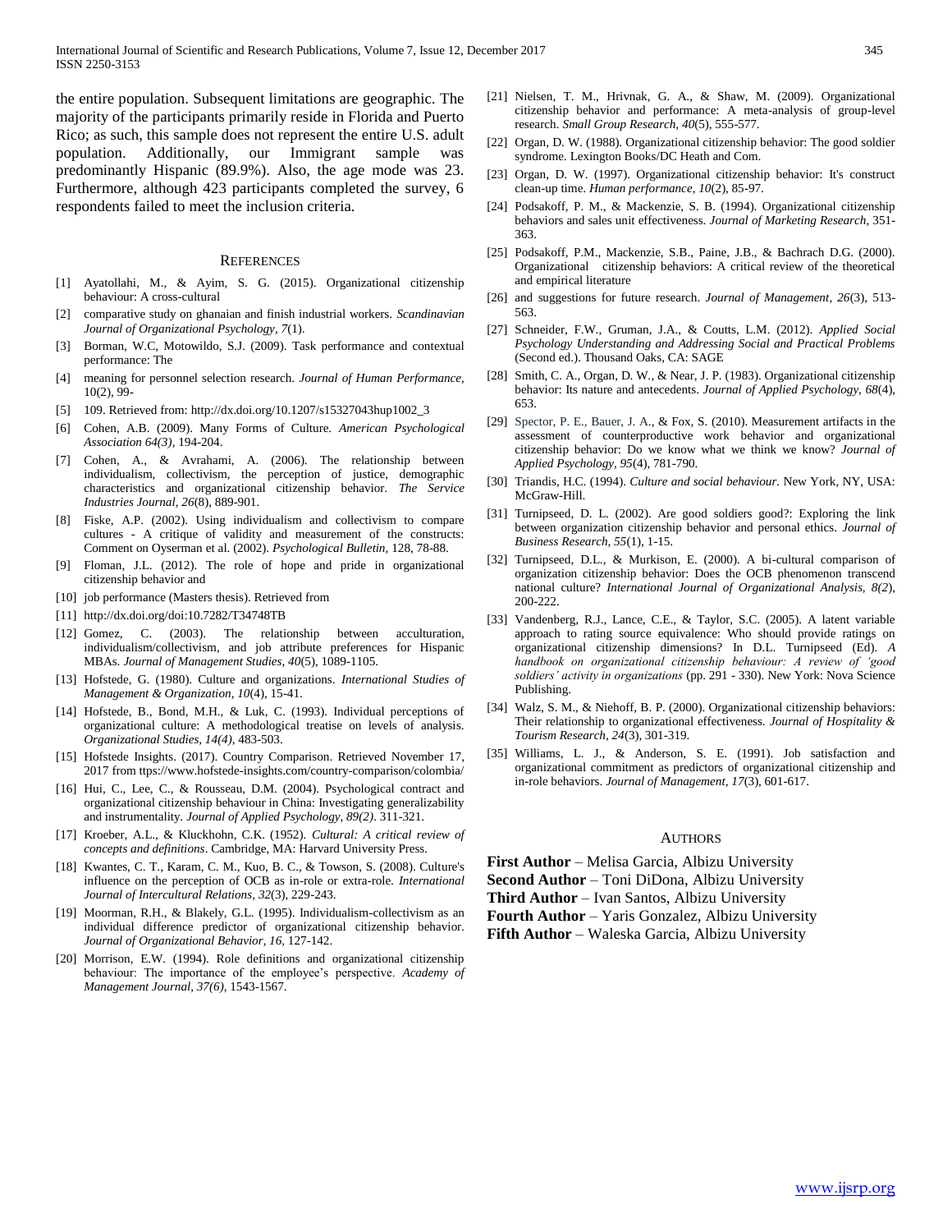the entire population. Subsequent limitations are geographic. The majority of the participants primarily reside in Florida and Puerto Rico; as such, this sample does not represent the entire U.S. adult population. Additionally, our Immigrant sample was predominantly Hispanic (89.9%). Also, the age mode was 23. Furthermore, although 423 participants completed the survey, 6 respondents failed to meet the inclusion criteria.

## REFERENCES

[1] Ayatollahi, M., & Ayim, S. G. (2015). Organizational citizenship behaviour: A cross-cultural

[2] comparative study on ghanaian and finish industrial workers. *Scandinavian Journal of Organizational Psychology, 7*(1).

[3] Borman, W.C, Motowildo, S.J. (2009). Task performance and contextual performance: The

[4] meaning for personnel selection research. *Journal of Human Performance,* 10(2), 99-

[5] 109. Retrieved from: http://dx.doi.org/10.1207/s15327043hup1002_3

[6] Cohen, A.B. (2009). Many Forms of Culture. *American Psychological Association 64(3)*, 194-204.

[7] Cohen, A., & Avrahami, A. (2006). The relationship between individualism, collectivism, the perception of justice, demographic characteristics and organizational citizenship behavior. *The Service Industries Journal, 26*(8), 889-901.

[8] Fiske, A.P. (2002). Using individualism and collectivism to compare cultures - A critique of validity and measurement of the constructs: Comment on Oyserman et al. (2002). *Psychological Bulletin,* 128, 78-88.

[9] Floman, J.L. (2012). The role of hope and pride in organizational citizenship behavior and

[10] job performance (Masters thesis). Retrieved from

[11] http://dx.doi.org/doi:10.7282/T34748TB

[12] Gomez, C. (2003). The relationship between acculturation, individualism/collectivism, and job attribute preferences for Hispanic MBAs. *Journal of Management Studies, 40*(5), 1089-1105.

[13] Hofstede, G. (1980). Culture and organizations. *International Studies of Management & Organization, 10*(4), 15-41.

[14] Hofstede, B., Bond, M.H., & Luk, C. (1993). Individual perceptions of organizational culture: A methodological treatise on levels of analysis. *Organizational Studies, 14(4)*, 483-503.

[15] Hofstede Insights. (2017). Country Comparison. Retrieved November 17, 2017 from ttps://www.hofstede-insights.com/country-comparison/colombia/

[16] Hui, C., Lee, C., & Rousseau, D.M. (2004). Psychological contract and organizational citizenship behaviour in China: Investigating generalizability and instrumentality. *Journal of Applied Psychology, 89(2)*. 311-321.

[17] Kroeber, A.L., & Kluckhohn, C.K. (1952). *Cultural: A critical review of concepts and definitions*. Cambridge, MA: Harvard University Press.

[18] Kwantes, C. T., Karam, C. M., Kuo, B. C., & Towson, S. (2008). Culture's influence on the perception of OCB as in-role or extra-role. *International Journal of Intercultural Relations, 32*(3), 229-243.

[19] Moorman, R.H., & Blakely, G.L. (1995). Individualism-collectivism as an individual difference predictor of organizational citizenship behavior. *Journal of Organizational Behavior, 16*, 127-142.

[20] Morrison, E.W. (1994). Role definitions and organizational citizenship behaviour: The importance of the employee's perspective. *Academy of Management Journal, 37(6)*, 1543-1567.

[21] Nielsen, T. M., Hrivnak, G. A., & Shaw, M. (2009). Organizational citizenship behavior and performance: A meta-analysis of group-level research. *Small Group Research, 40*(5), 555-577.

[22] Organ, D. W. (1988). Organizational citizenship behavior: The good soldier syndrome. Lexington Books/DC Heath and Com.

[23] Organ, D. W. (1997). Organizational citizenship behavior: It's construct clean-up time. *Human performance, 10*(2), 85-97.

[24] Podsakoff, P. M., & Mackenzie, S. B. (1994). Organizational citizenship behaviors and sales unit effectiveness. *Journal of Marketing Research,* 351-363.

[25] Podsakoff, P.M., Mackenzie, S.B., Paine, J.B., & Bachrach D.G. (2000). Organizational citizenship behaviors: A critical review of the theoretical and empirical literature

[26] and suggestions for future research. *Journal of Management, 26*(3), 513-563.

[27] Schneider, F.W., Gruman, J.A., & Coutts, L.M. (2012). *Applied Social Psychology Understanding and Addressing Social and Practical Problems* (Second ed.). Thousand Oaks, CA: SAGE

[28] Smith, C. A., Organ, D. W., & Near, J. P. (1983). Organizational citizenship behavior: Its nature and antecedents. *Journal of Applied Psychology, 68*(4), 653.

[29] Spector, P. E., Bauer, J. A., & Fox, S. (2010). Measurement artifacts in the assessment of counterproductive work behavior and organizational citizenship behavior: Do we know what we think we know? *Journal of Applied Psychology, 95*(4), 781-790.

[30] Triandis, H.C. (1994). *Culture and social behaviour*. New York, NY, USA: McGraw-Hill.

[31] Turnipseed, D. L. (2002). Are good soldiers good?: Exploring the link between organization citizenship behavior and personal ethics. *Journal of Business Research, 55*(1), 1-15.

[32] Turnipseed, D.L., & Murkison, E. (2000). A bi-cultural comparison of organization citizenship behavior: Does the OCB phenomenon transcend national culture? *International Journal of Organizational Analysis, 8(2)*, 200-222.

[33] Vandenberg, R.J., Lance, C.E., & Taylor, S.C. (2005). A latent variable approach to rating source equivalence: Who should provide ratings on organizational citizenship dimensions? In D.L. Turnipseed (Ed). *A handbook on organizational citizenship behaviour: A review of 'good soldiers' activity in organizations* (pp. 291 - 330). New York: Nova Science Publishing.

[34] Walz, S. M., & Niehoff, B. P. (2000). Organizational citizenship behaviors: Their relationship to organizational effectiveness. *Journal of Hospitality & Tourism Research, 24*(3), 301-319.

[35] Williams, L. J., & Anderson, S. E. (1991). Job satisfaction and organizational commitment as predictors of organizational citizenship and in-role behaviors. *Journal of Management, 17*(3), 601-617.

## AUTHORS

**First Author** – Melisa Garcia, Albizu University
**Second Author** – Toni DiDona, Albizu University
**Third Author** – Ivan Santos, Albizu University
**Fourth Author** – Yaris Gonzalez, Albizu University
**Fifth Author** – Waleska Garcia, Albizu University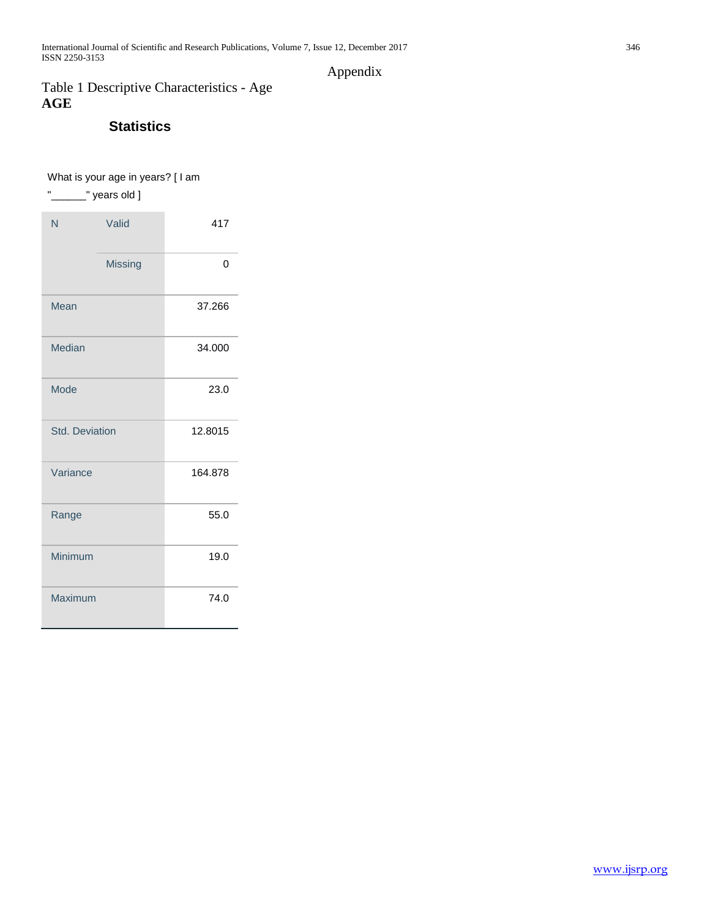# Appendix

Table 1 Descriptive Characteristics - Age

**AGE**

**Statistics**

What is your age in years? [ I am "______" years old ]

| | | |
|---|---|---|
| N | Valid | 417 |
| | Missing | 0 |
| Mean | | 37.266 |
| Median | | 34.000 |
| Mode | | 23.0 |
| Std. Deviation | | 12.8015 |
| Variance | | 164.878 |
| Range | | 55.0 |
| Minimum | | 19.0 |
| Maximum | | 74.0 |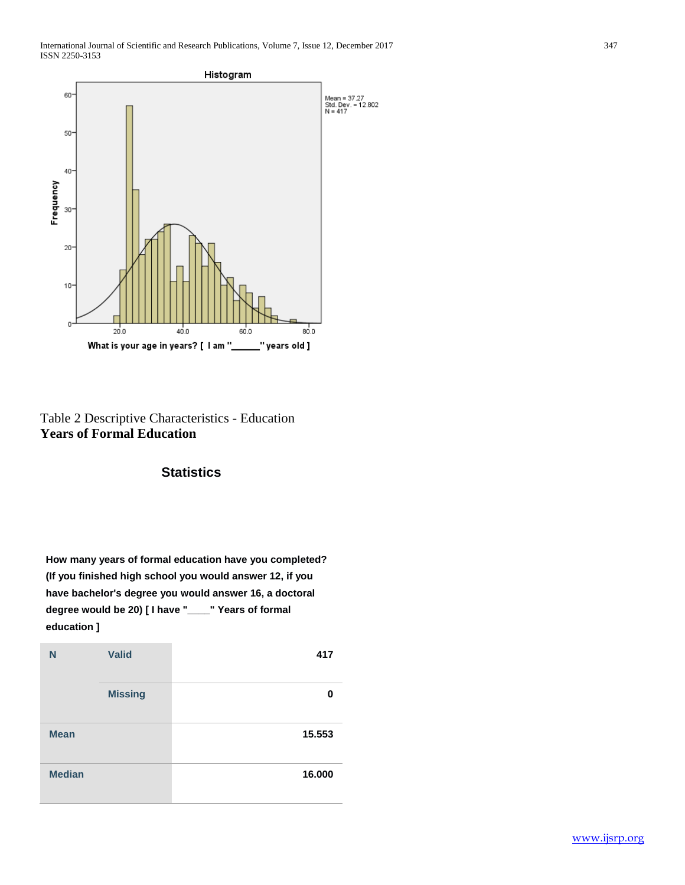Histogram

Mean = 37.27
Std. Dev. = 12.802
N = 417

Frequency

60
50
40
30
20
10
0

20.0
40.0
60.0
80.0

What is your age in years? [ I am "______" years old ]

Table 2 Descriptive Characteristics - Education

**Years of Formal Education**

**Statistics**

**How many years of formal education have you completed? (If you finished high school you would answer 12, if you have bachelor's degree you would answer 16, a doctoral degree would be 20) [ I have "____" Years of formal education ]**

| | | |
|---|---|---|
| N | Valid | 417 |
| | Missing | 0 |
| Mean | | 15.553 |
| Median | | 16.000 |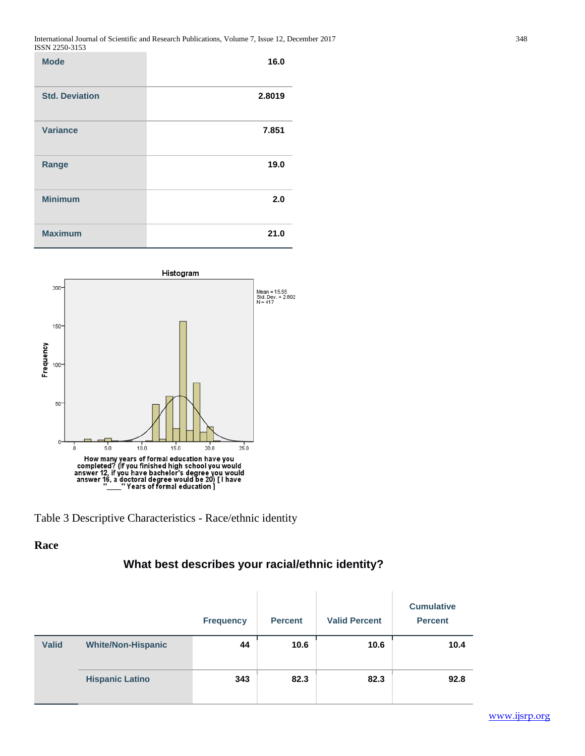| | |
|---|---|
| Mode | 16.0 |
| Std. Deviation | 2.8019 |
| Variance | 7.851 |
| Range | 19.0 |
| Minimum | 2.0 |
| Maximum | 21.0 |

Histogram

Mean = 15.55
Std. Dev. = 2.802
N = 417

Frequency

200
150
100
50
0

.0
5.0
10.0
15.0
20.0
25.0

How many years of formal education have you completed? (If you finished high school you would answer 12, if you have bachelor's degree you would answer 16, a doctoral degree would be 20) [I have "____" Years of formal education ]

Table 3 Descriptive Characteristics - Race/ethnic identity

**Race**

**What best describes your racial/ethnic identity?**

| | | Frequency | Percent | Valid Percent | Cumulative Percent |
|---|---|---|---|---|---|
| Valid | White/Non-Hispanic | 44 | 10.6 | 10.6 | 10.4 |
| | Hispanic Latino | 343 | 82.3 | 82.3 | 92.8 |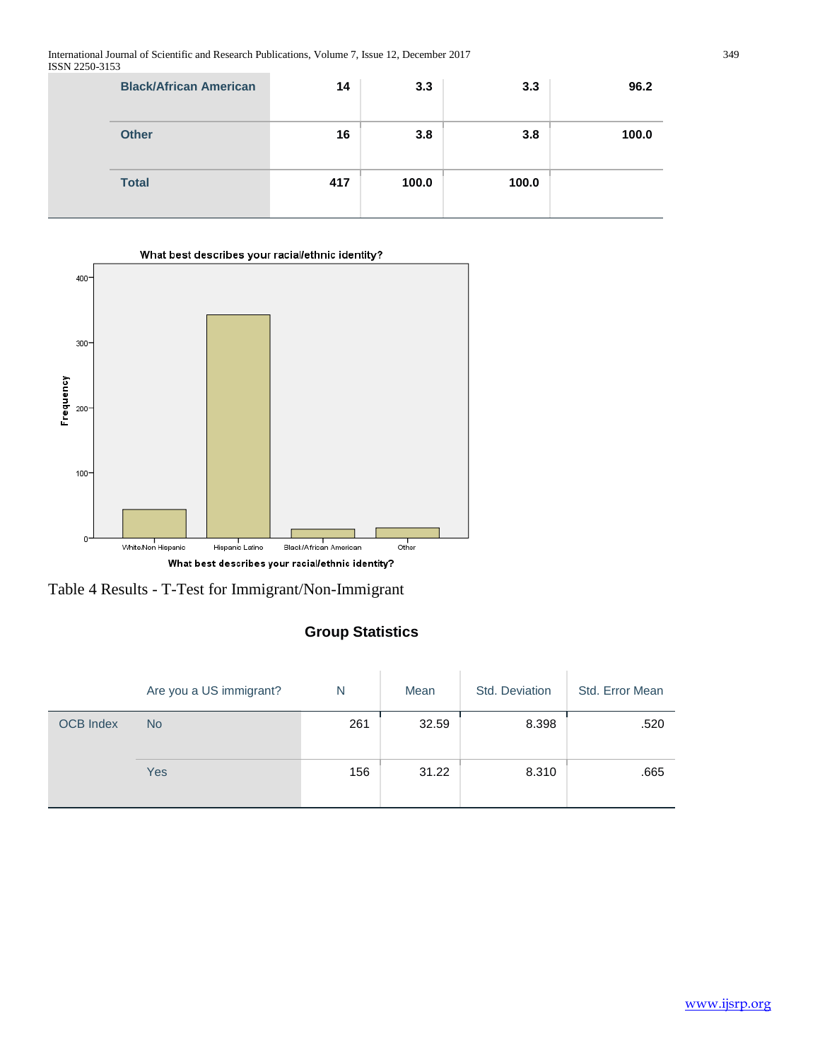| | Frequency | Percent | Valid Percent | Cumulative Percent |
|---|---|---|---|---|
| Black/African American | 14 | 3.3 | 3.3 | 96.2 |
| Other | 16 | 3.8 | 3.8 | 100.0 |
| Total | 417 | 100.0 | 100.0 | |

What best describes your racial/ethnic identity?

400
300
200
100
0

Frequency

White/Non Hispanic
Hispanic Latino
Black/African American
Other

What best describes your racial/ethnic identity?

Table 4 Results - T-Test for Immigrant/Non-Immigrant

## Group Statistics

| | Are you a US immigrant? | N | Mean | Std. Deviation | Std. Error Mean |
|---|---|---|---|---|---|
| OCB Index | No | 261 | 32.59 | 8.398 | .520 |
| | Yes | 156 | 31.22 | 8.310 | .665 |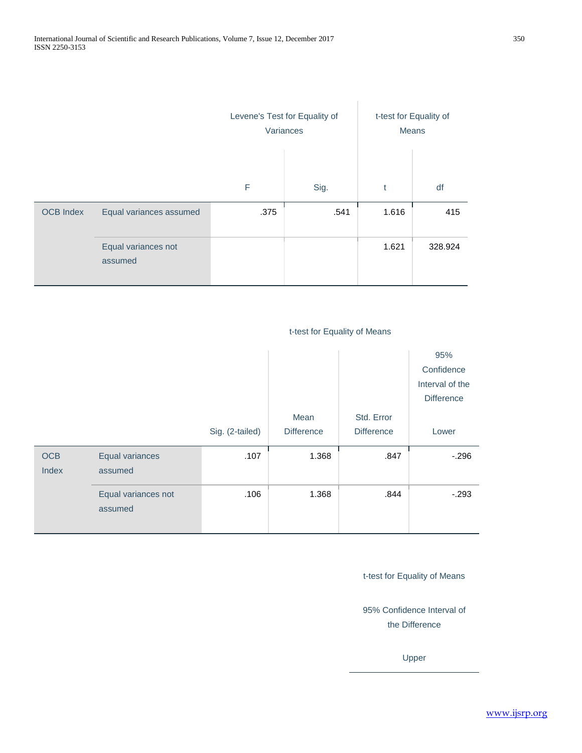| | | Levene's Test for Equality of Variances | | t-test for Equality of Means | |
|---|---|---|---|---|---|
| | | F | Sig. | t | df |
| OCB Index | Equal variances assumed | .375 | .541 | 1.616 | 415 |
| | Equal variances not assumed | | | 1.621 | 328.924 |

| | | t-test for Equality of Means | | | |
|---|---|---|---|---|---|
| | | | | | 95% Confidence Interval of the Difference |
| | | Sig. (2-tailed) | Mean Difference | Std. Error Difference | Lower |
| OCB Index | Equal variances assumed | .107 | 1.368 | .847 | -.296 |
| | Equal variances not assumed | .106 | 1.368 | .844 | -.293 |

| t-test for Equality of Means |
|---|
| 95% Confidence Interval of the Difference |
| Upper |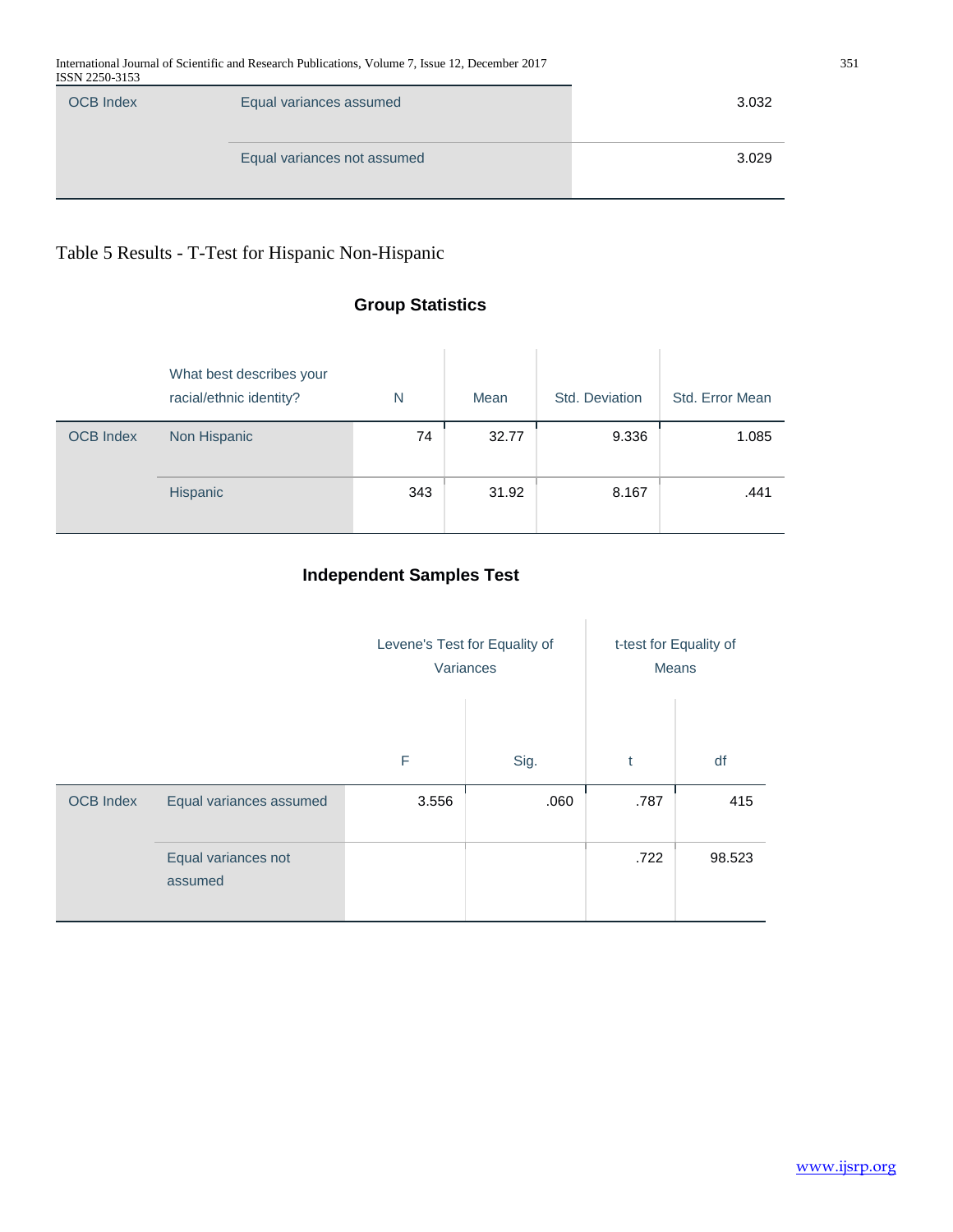| | | |
|---|---|---|
| OCB Index | Equal variances assumed | 3.032 |
| | Equal variances not assumed | 3.029 |

Table 5 Results - T-Test for Hispanic Non-Hispanic

**Group Statistics**

| | What best describes your racial/ethnic identity? | N | Mean | Std. Deviation | Std. Error Mean |
|---|---|---|---|---|---|
| OCB Index | Non Hispanic | 74 | 32.77 | 9.336 | 1.085 |
| | Hispanic | 343 | 31.92 | 8.167 | .441 |

**Independent Samples Test**

| | | Levene's Test for Equality of Variances | | t-test for Equality of Means | |
|---|---|---|---|---|---|
| | | F | Sig. | t | df |
| OCB Index | Equal variances assumed | 3.556 | .060 | .787 | 415 |
| | Equal variances not assumed | | | .722 | 98.523 |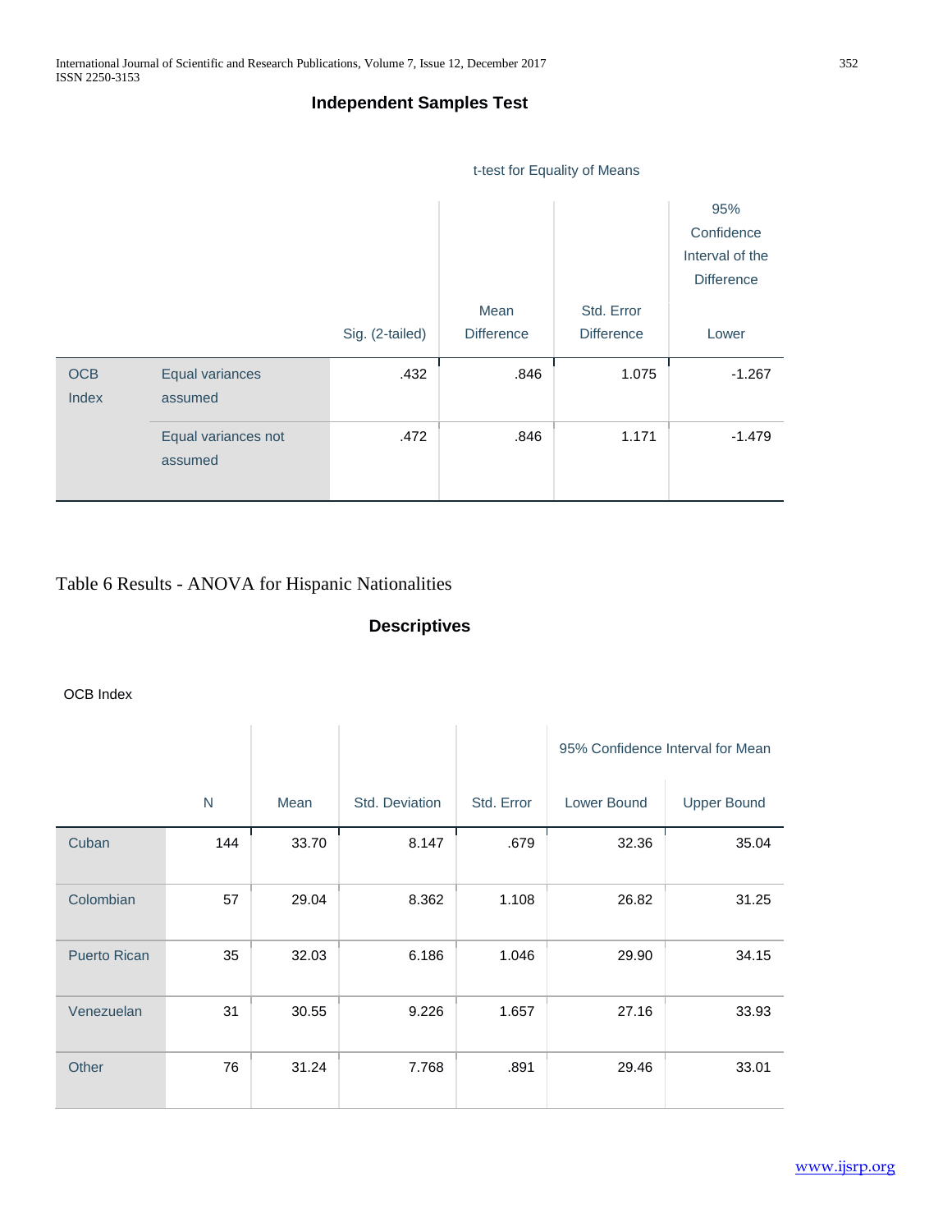### Independent Samples Test

| | | t-test for Equality of Means | | | |
|---|---|---|---|---|---|
| | | Sig. (2-tailed) | Mean Difference | Std. Error Difference | 95% Confidence Interval of the Difference |
| | | | | | Lower |
| OCB Index | Equal variances assumed | .432 | .846 | 1.075 | -1.267 |
| | Equal variances not assumed | .472 | .846 | 1.171 | -1.479 |

Table 6 Results - ANOVA for Hispanic Nationalities

### Descriptives

OCB Index

| | N | Mean | Std. Deviation | Std. Error | 95% Confidence Interval for Mean | |
|---|---|---|---|---|---|---|
| | | | | | Lower Bound | Upper Bound |
| Cuban | 144 | 33.70 | 8.147 | .679 | 32.36 | 35.04 |
| Colombian | 57 | 29.04 | 8.362 | 1.108 | 26.82 | 31.25 |
| Puerto Rican | 35 | 32.03 | 6.186 | 1.046 | 29.90 | 34.15 |
| Venezuelan | 31 | 30.55 | 9.226 | 1.657 | 27.16 | 33.93 |
| Other | 76 | 31.24 | 7.768 | .891 | 29.46 | 33.01 |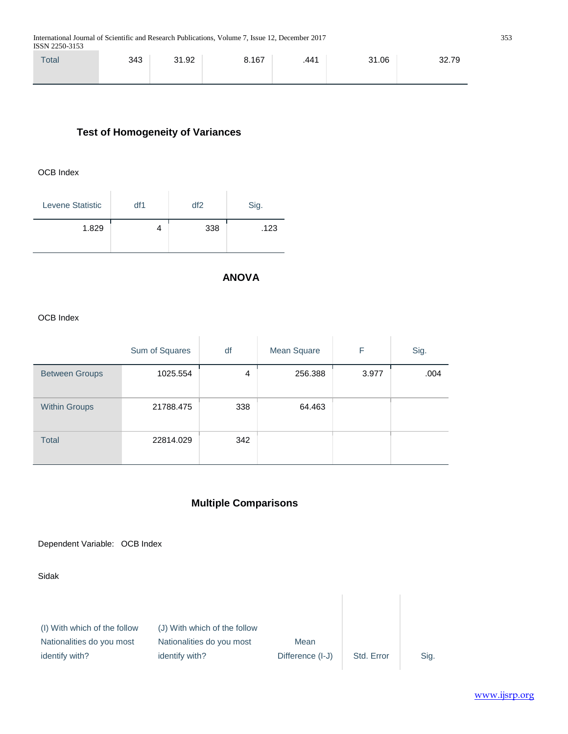| | | | | | | |
|---|---|---|---|---|---|---|
| Total | 343 | 31.92 | 8.167 | .441 | 31.06 | 32.79 |

### Test of Homogeneity of Variances

OCB Index

| Levene Statistic | df1 | df2 | Sig. |
|---|---|---|---|
| 1.829 | 4 | 338 | .123 |

### ANOVA

OCB Index

| | Sum of Squares | df | Mean Square | F | Sig. |
|---|---|---|---|---|---|
| Between Groups | 1025.554 | 4 | 256.388 | 3.977 | .004 |
| Within Groups | 21788.475 | 338 | 64.463 | | |
| Total | 22814.029 | 342 | | | |

### Multiple Comparisons

Dependent Variable: OCB Index

Sidak

| (I) With which of the follow Nationalities do you most identify with? | (J) With which of the follow Nationalities do you most identify with? | Mean Difference (I-J) | Std. Error | Sig. |
|---|---|---|---|---|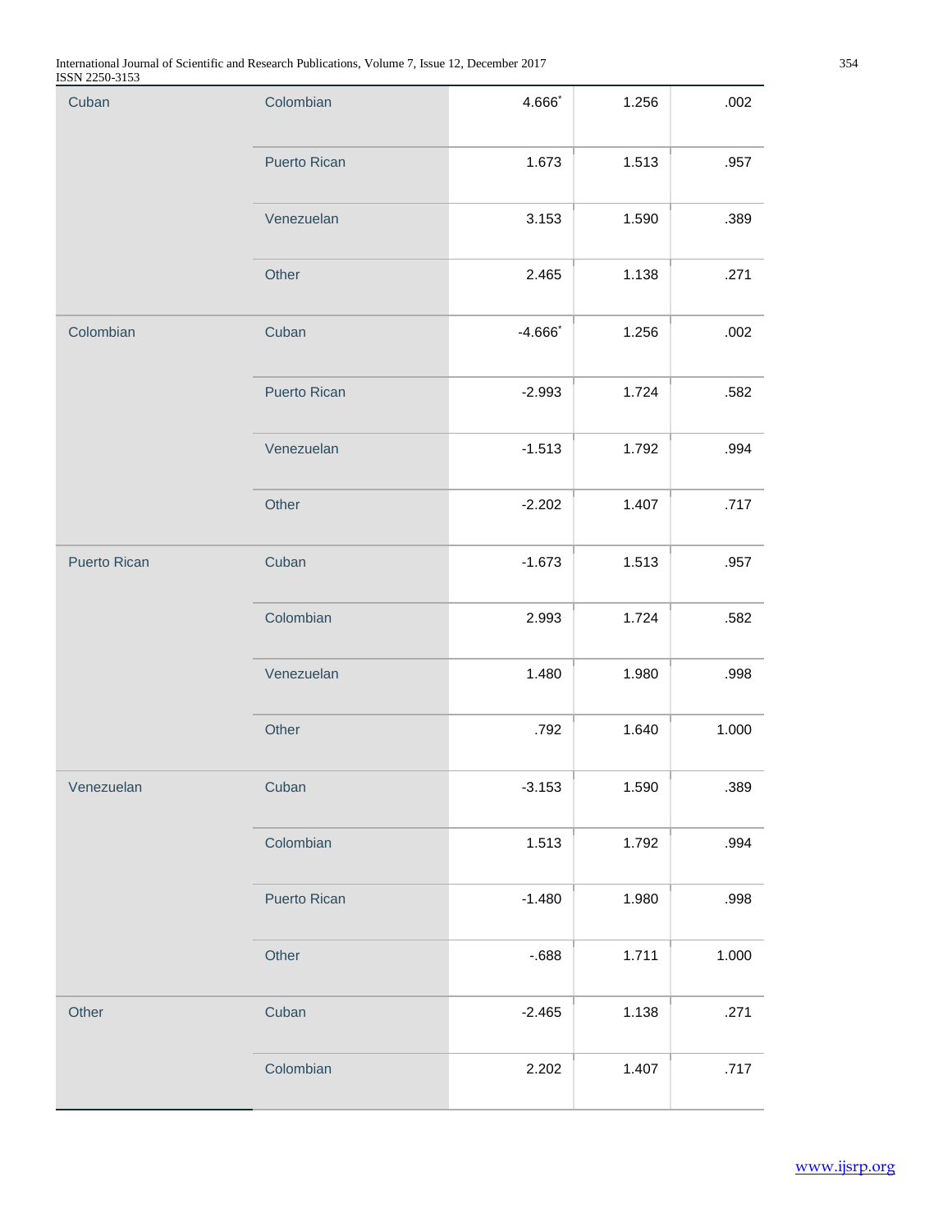| | | | | |
|---|---|---|---|---|
| Cuban | Colombian | 4.666* | 1.256 | .002 |
| | Puerto Rican | 1.673 | 1.513 | .957 |
| | Venezuelan | 3.153 | 1.590 | .389 |
| | Other | 2.465 | 1.138 | .271 |
| Colombian | Cuban | -4.666* | 1.256 | .002 |
| | Puerto Rican | -2.993 | 1.724 | .582 |
| | Venezuelan | -1.513 | 1.792 | .994 |
| | Other | -2.202 | 1.407 | .717 |
| Puerto Rican | Cuban | -1.673 | 1.513 | .957 |
| | Colombian | 2.993 | 1.724 | .582 |
| | Venezuelan | 1.480 | 1.980 | .998 |
| | Other | .792 | 1.640 | 1.000 |
| Venezuelan | Cuban | -3.153 | 1.590 | .389 |
| | Colombian | 1.513 | 1.792 | .994 |
| | Puerto Rican | -1.480 | 1.980 | .998 |
| | Other | -.688 | 1.711 | 1.000 |
| Other | Cuban | -2.465 | 1.138 | .271 |
| | Colombian | 2.202 | 1.407 | .717 |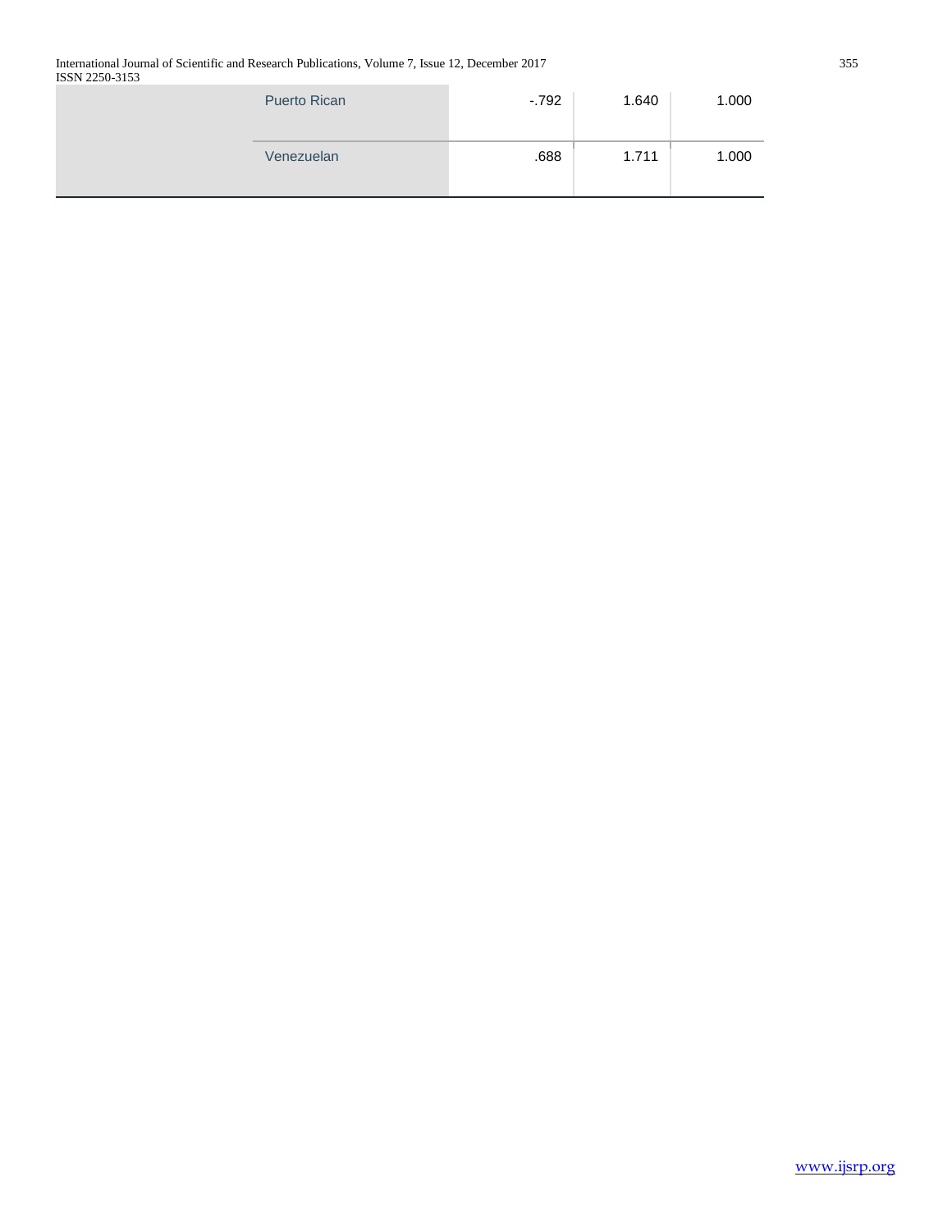| | | | | |
|---|---|---|---|---|
| | Puerto Rican | -.792 | 1.640 | 1.000 |
| | Venezuelan | .688 | 1.711 | 1.000 |